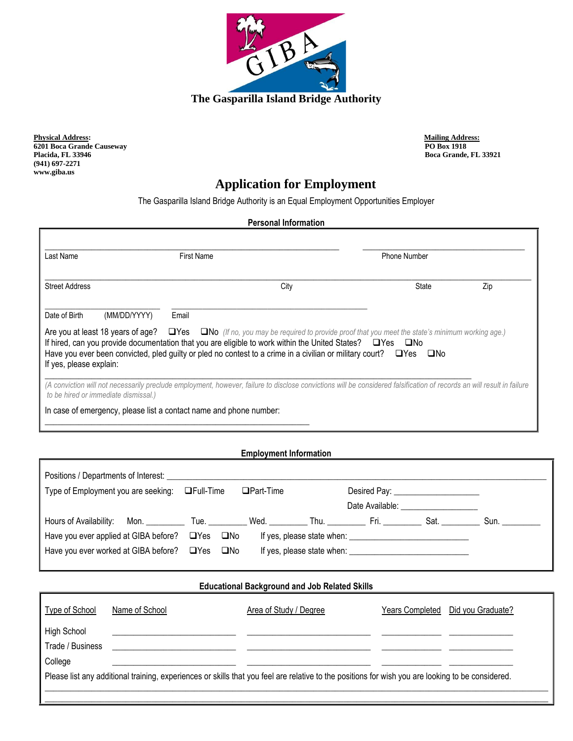# The Gasparilla Island Bridge Authority

**Physical Address:**
**6201 Boca Grande Causeway**
**Placida, FL 33946**
**(941) 697-2271**
**www.giba.us**

**Mailing Address:**
**PO Box 1918**
**Boca Grande, FL 33921**

## Application for Employment

The Gasparilla Island Bridge Authority is an Equal Employment Opportunities Employer

### Personal Information

Last Name ______________ First Name ______________ Phone Number ______________

Street Address ______________ City ______________ State ______ Zip ______

Date of Birth (MM/DD/YYYY) ______________ Email ______________

Are you at least 18 years of age? ❑Yes ❑No *(If no, you may be required to provide proof that you meet the state's minimum working age.)*

If hired, can you provide documentation that you are eligible to work within the United States? ❑Yes ❑No

Have you ever been convicted, pled guilty or pled no contest to a crime in a civilian or military court? ❑Yes ❑No

If yes, please explain:

______________________________________________

*(A conviction will not necessarily preclude employment, however, failure to disclose convictions will be considered falsification of records an will result in failure to be hired or immediate dismissal.)*

In case of emergency, please list a contact name and phone number:

______________________________________________

### Employment Information

Positions / Departments of Interest: ______________________________________________

Type of Employment you are seeking: ❑Full-Time ❑Part-Time Desired Pay: ______________

Date Available: ______________

Hours of Availability: Mon. ________ Tue. ________ Wed. ________ Thu. ________ Fri. ________ Sat. ________ Sun. ________

Have you ever applied at GIBA before? ❑Yes ❑No If yes, please state when: ______________

Have you ever worked at GIBA before? ❑Yes ❑No If yes, please state when: ______________

### Educational Background and Job Related Skills

| Type of School | Name of School | Area of Study / Degree | Years Completed | Did you Graduate? |
|---|---|---|---|---|
| High School | | | | |
| Trade / Business | | | | |
| College | | | | |

Please list any additional training, experiences or skills that you feel are relative to the positions for wish you are looking to be considered.

______________________________________________

______________________________________________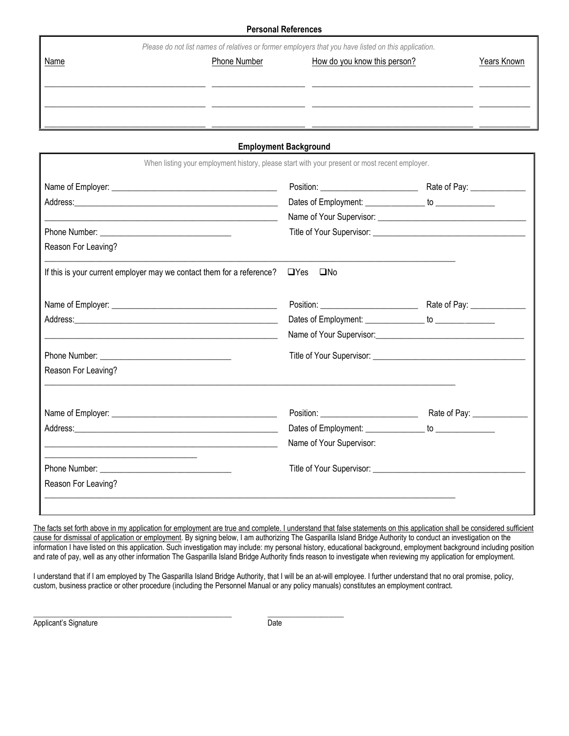## Personal References

*Please do not list names of relatives or former employers that you have listed on this application.*

| Name | Phone Number | How do you know this person? | Years Known |
|---|---|---|---|
| | | | |
| | | | |
| | | | |

## Employment Background

When listing your employment history, please start with your present or most recent employer.

Name of Employer: ______________________________________ Position: ______________________ Rate of Pay: _____________

Address: _______________________________________________ Dates of Employment: ______________ to ______________

_______________________________________________________ Name of Your Supervisor: ___________________________________

Phone Number: ______________________________ Title of Your Supervisor: ___________________________________

Reason For Leaving?

_______________________________________________________________________________________________

If this is your current employer may we contact them for a reference? ☐Yes ☐No

Name of Employer: ______________________________________ Position: ______________________ Rate of Pay: _____________

Address: _______________________________________________ Dates of Employment: ______________ to ______________

_______________________________________________________ Name of Your Supervisor: ___________________________________

Phone Number: ______________________________ Title of Your Supervisor: ___________________________________

Reason For Leaving?

_______________________________________________________________________________________________

Name of Employer: ______________________________________ Position: ______________________ Rate of Pay: _____________

Address: _______________________________________________ Dates of Employment: ______________ to ______________

_______________________________________________________ Name of Your Supervisor:

________________________________

Phone Number: ______________________________ Title of Your Supervisor: ___________________________________

Reason For Leaving?

_______________________________________________________________________________________________

The facts set forth above in my application for employment are true and complete. I understand that false statements on this application shall be considered sufficient cause for dismissal of application or employment. By signing below, I am authorizing The Gasparilla Island Bridge Authority to conduct an investigation on the information I have listed on this application. Such investigation may include: my personal history, educational background, employment background including position and rate of pay, well as any other information The Gasparilla Island Bridge Authority finds reason to investigate when reviewing my application for employment.

I understand that if I am employed by The Gasparilla Island Bridge Authority, that I will be an at-will employee. I further understand that no oral promise, policy, custom, business practice or other procedure (including the Personnel Manual or any policy manuals) constitutes an employment contract.

_____________________________________________ ____________________

Applicant's Signature Date